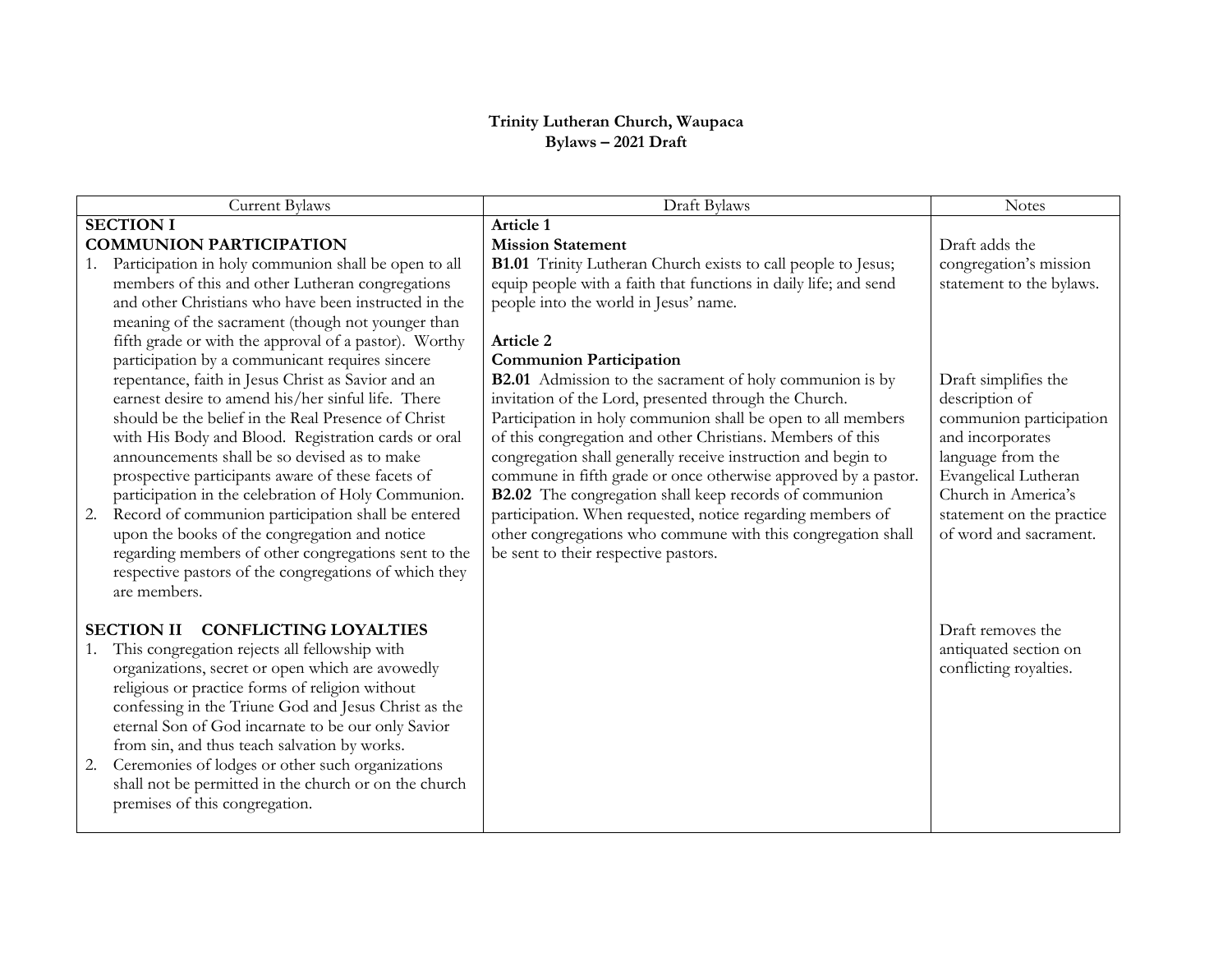**Trinity Lutheran Church, Waupaca**
**Bylaws – 2021 Draft**

| Current Bylaws | Draft Bylaws | Notes |
|---|---|---|
| **SECTION I**<br>**COMMUNION PARTICIPATION**<br>1. Participation in holy communion shall be open to all members of this and other Lutheran congregations and other Christians who have been instructed in the meaning of the sacrament (though not younger than fifth grade or with the approval of a pastor). Worthy participation by a communicant requires sincere repentance, faith in Jesus Christ as Savior and an earnest desire to amend his/her sinful life. There should be the belief in the Real Presence of Christ with His Body and Blood. Registration cards or oral announcements shall be so devised as to make prospective participants aware of these facets of participation in the celebration of Holy Communion.<br>2. Record of communion participation shall be entered upon the books of the congregation and notice regarding members of other congregations sent to the respective pastors of the congregations of which they are members. | **Article 1**<br>**Mission Statement**<br>**B1.01** Trinity Lutheran Church exists to call people to Jesus; equip people with a faith that functions in daily life; and send people into the world in Jesus' name.<br><br>**Article 2**<br>**Communion Participation**<br>**B2.01** Admission to the sacrament of holy communion is by invitation of the Lord, presented through the Church. Participation in holy communion shall be open to all members of this congregation and other Christians. Members of this congregation shall generally receive instruction and begin to commune in fifth grade or once otherwise approved by a pastor.<br>**B2.02** The congregation shall keep records of communion participation. When requested, notice regarding members of other congregations who commune with this congregation shall be sent to their respective pastors. | Draft adds the congregation's mission statement to the bylaws.<br><br>Draft simplifies the description of communion participation and incorporates language from the Evangelical Lutheran Church in America's statement on the practice of word and sacrament. |
| **SECTION II CONFLICTING LOYALTIES**<br>1. This congregation rejects all fellowship with organizations, secret or open which are avowedly religious or practice forms of religion without confessing in the Triune God and Jesus Christ as the eternal Son of God incarnate to be our only Savior from sin, and thus teach salvation by works.<br>2. Ceremonies of lodges or other such organizations shall not be permitted in the church or on the church premises of this congregation. | | Draft removes the antiquated section on conflicting royalties. |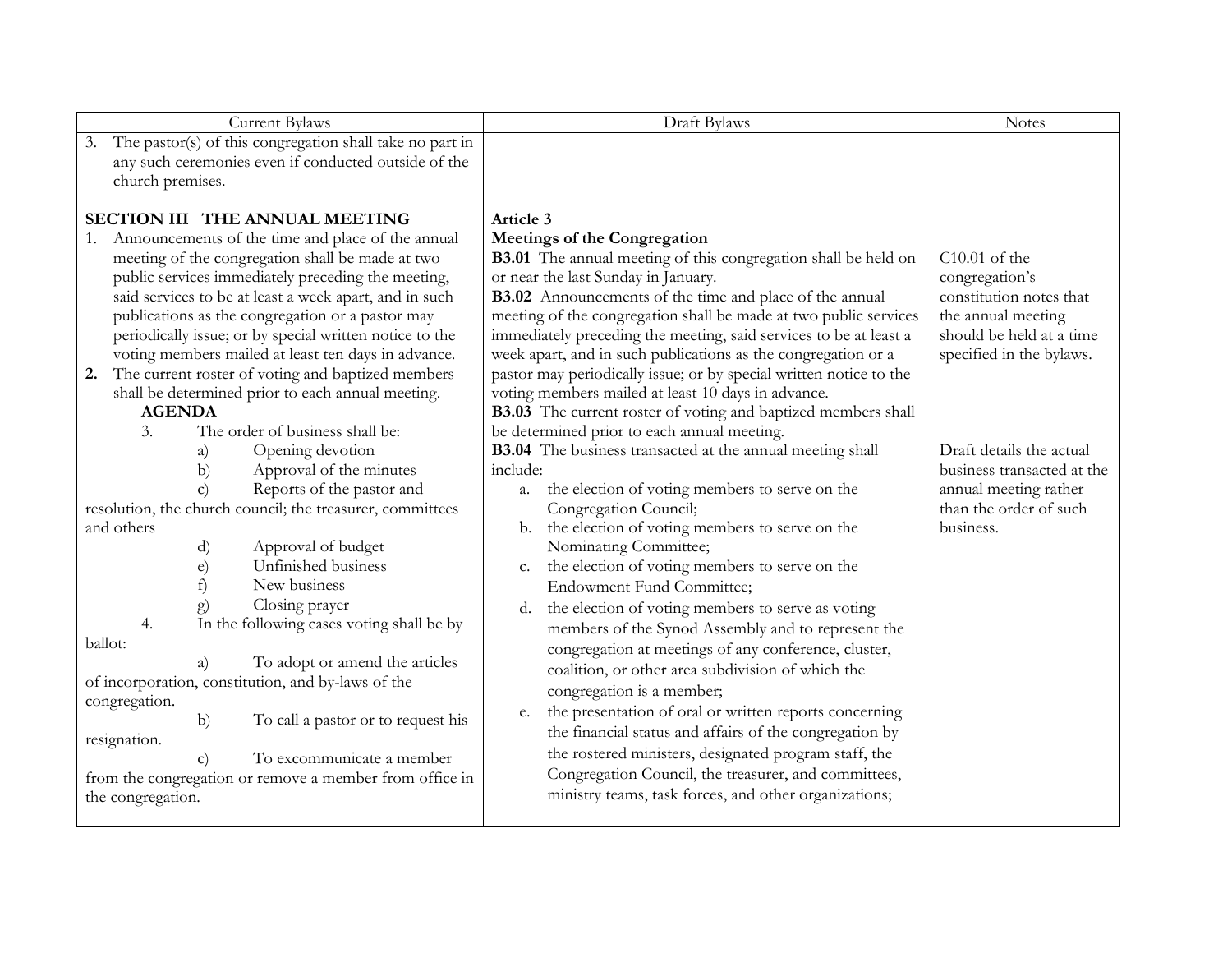| Current Bylaws | Draft Bylaws | Notes |
|---|---|---|
| 3. The pastor(s) of this congregation shall take no part in any such ceremonies even if conducted outside of the church premises. | | |
| **SECTION III THE ANNUAL MEETING**<br>1. Announcements of the time and place of the annual meeting of the congregation shall be made at two public services immediately preceding the meeting, said services to be at least a week apart, and in such publications as the congregation or a pastor may periodically issue; or by special written notice to the voting members mailed at least ten days in advance.<br>**2.** The current roster of voting and baptized members shall be determined prior to each annual meeting. | **Article 3**<br>**Meetings of the Congregation**<br>**B3.01** The annual meeting of this congregation shall be held on or near the last Sunday in January.<br>**B3.02** Announcements of the time and place of the annual meeting of the congregation shall be made at two public services immediately preceding the meeting, said services to be at least a week apart, and in such publications as the congregation or a pastor may periodically issue; or by special written notice to the voting members mailed at least 10 days in advance.<br>**B3.03** The current roster of voting and baptized members shall be determined prior to each annual meeting. | C10.01 of the congregation's constitution notes that the annual meeting should be held at a time specified in the bylaws. |
| **AGENDA**<br>3. The order of business shall be:<br>a) Opening devotion<br>b) Approval of the minutes<br>c) Reports of the pastor and resolution, the church council; the treasurer, committees and others<br>d) Approval of budget<br>e) Unfinished business<br>f) New business<br>g) Closing prayer<br>4. In the following cases voting shall be by ballot:<br>a) To adopt or amend the articles of incorporation, constitution, and by-laws of the congregation.<br>b) To call a pastor or to request his resignation.<br>c) To excommunicate a member from the congregation or remove a member from office in the congregation. | **B3.04** The business transacted at the annual meeting shall include:<br>a. the election of voting members to serve on the Congregation Council;<br>b. the election of voting members to serve on the Nominating Committee;<br>c. the election of voting members to serve on the Endowment Fund Committee;<br>d. the election of voting members to serve as voting members of the Synod Assembly and to represent the congregation at meetings of any conference, cluster, coalition, or other area subdivision of which the congregation is a member;<br>e. the presentation of oral or written reports concerning the financial status and affairs of the congregation by the rostered ministers, designated program staff, the Congregation Council, the treasurer, and committees, ministry teams, task forces, and other organizations; | Draft details the actual business transacted at the annual meeting rather than the order of such business. |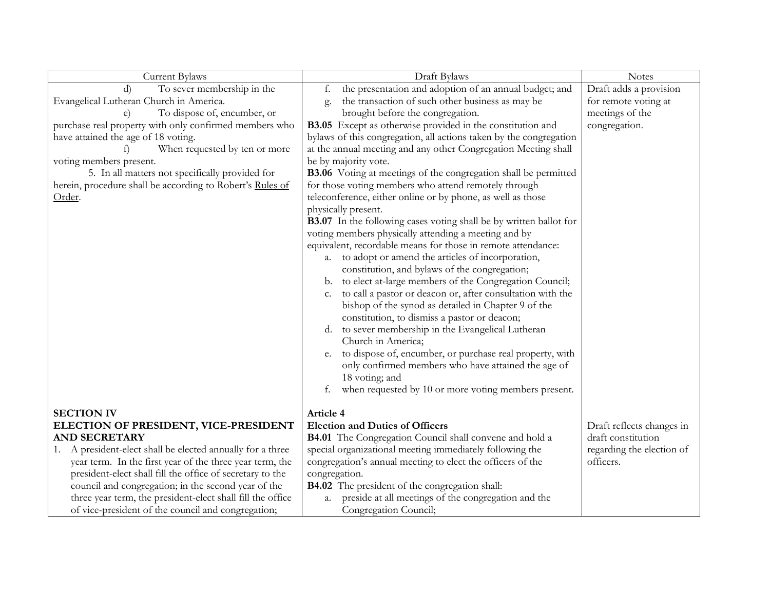| Current Bylaws | Draft Bylaws | Notes |
|---|---|---|
| d) To sever membership in the Evangelical Lutheran Church in America.<br>e) To dispose of, encumber, or purchase real property with only confirmed members who have attained the age of 18 voting.<br>f) When requested by ten or more voting members present.<br>5. In all matters not specifically provided for herein, procedure shall be according to Robert's Rules of Order. | f. the presentation and adoption of an annual budget; and<br>g. the transaction of such other business as may be brought before the congregation.<br>**B3.05** Except as otherwise provided in the constitution and bylaws of this congregation, all actions taken by the congregation at the annual meeting and any other Congregation Meeting shall be by majority vote.<br>**B3.06** Voting at meetings of the congregation shall be permitted for those voting members who attend remotely through teleconference, either online or by phone, as well as those physically present.<br>**B3.07** In the following cases voting shall be by written ballot for voting members physically attending a meeting and by equivalent, recordable means for those in remote attendance:<br>a. to adopt or amend the articles of incorporation, constitution, and bylaws of the congregation;<br>b. to elect at-large members of the Congregation Council;<br>c. to call a pastor or deacon or, after consultation with the bishop of the synod as detailed in Chapter 9 of the constitution, to dismiss a pastor or deacon;<br>d. to sever membership in the Evangelical Lutheran Church in America;<br>e. to dispose of, encumber, or purchase real property, with only confirmed members who have attained the age of 18 voting; and<br>f. when requested by 10 or more voting members present. | Draft adds a provision for remote voting at meetings of the congregation. |
| **SECTION IV**<br>**ELECTION OF PRESIDENT, VICE-PRESIDENT AND SECRETARY**<br>1. A president-elect shall be elected annually for a three year term. In the first year of the three year term, the president-elect shall fill the office of secretary to the council and congregation; in the second year of the three year term, the president-elect shall fill the office of vice-president of the council and congregation; | **Article 4**<br>**Election and Duties of Officers**<br>**B4.01** The Congregation Council shall convene and hold a special organizational meeting immediately following the congregation's annual meeting to elect the officers of the congregation.<br>**B4.02** The president of the congregation shall:<br>a. preside at all meetings of the congregation and the Congregation Council; | Draft reflects changes in draft constitution regarding the election of officers. |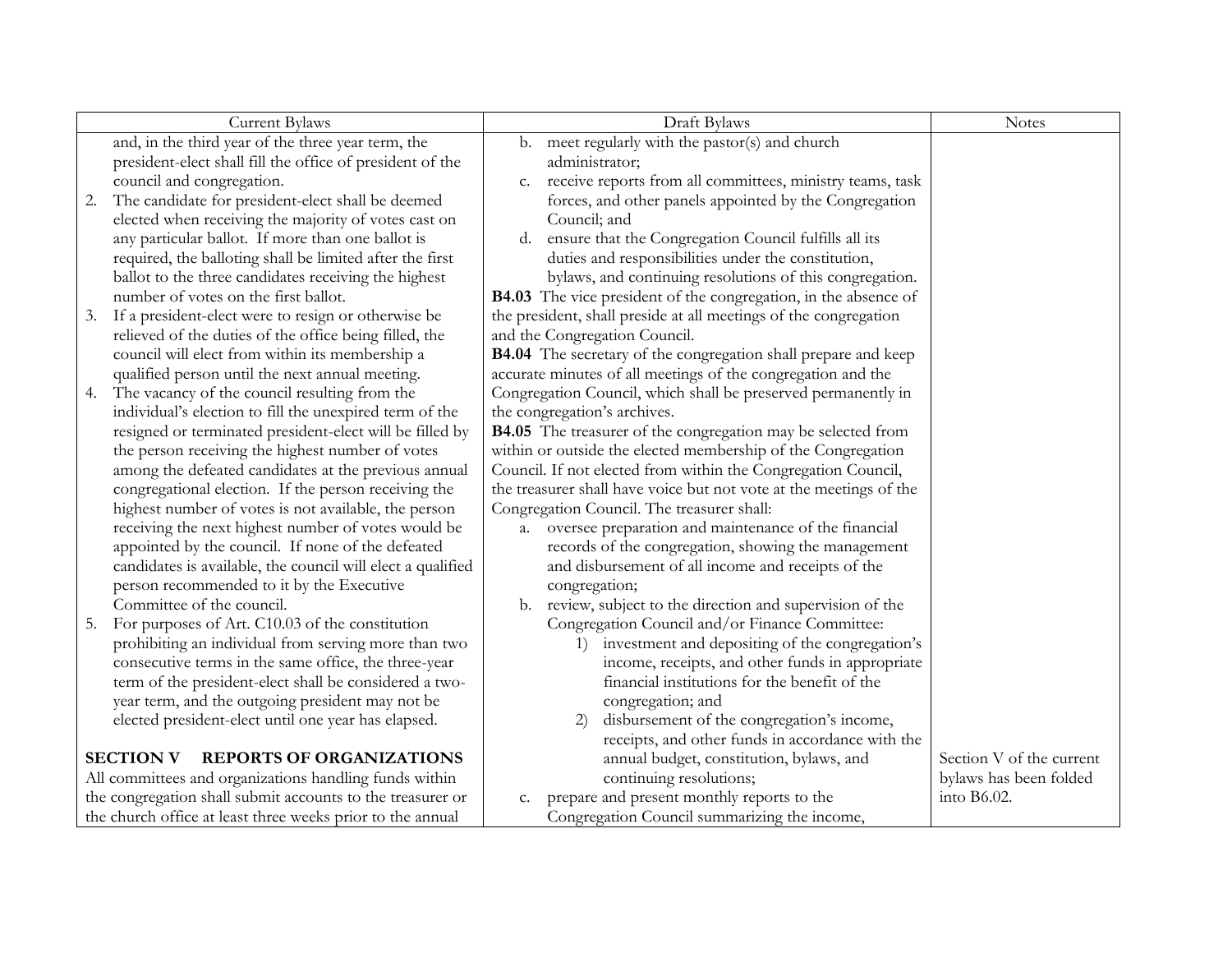| Current Bylaws | Draft Bylaws | Notes |
|---|---|---|
| and, in the third year of the three year term, the president-elect shall fill the office of president of the council and congregation.<br>2. The candidate for president-elect shall be deemed elected when receiving the majority of votes cast on any particular ballot. If more than one ballot is required, the balloting shall be limited after the first ballot to the three candidates receiving the highest number of votes on the first ballot.<br>3. If a president-elect were to resign or otherwise be relieved of the duties of the office being filled, the council will elect from within its membership a qualified person until the next annual meeting.<br>4. The vacancy of the council resulting from the individual's election to fill the unexpired term of the resigned or terminated president-elect will be filled by the person receiving the highest number of votes among the defeated candidates at the previous annual congregational election. If the person receiving the highest number of votes is not available, the person receiving the next highest number of votes would be appointed by the council. If none of the defeated candidates is available, the council will elect a qualified person recommended to it by the Executive Committee of the council.<br>5. For purposes of Art. C10.03 of the constitution prohibiting an individual from serving more than two consecutive terms in the same office, the three-year term of the president-elect shall be considered a two-year term, and the outgoing president may not be elected president-elect until one year has elapsed.<br><br>**SECTION V REPORTS OF ORGANIZATIONS**<br>All committees and organizations handling funds within the congregation shall submit accounts to the treasurer or the church office at least three weeks prior to the annual | b. meet regularly with the pastor(s) and church administrator;<br>c. receive reports from all committees, ministry teams, task forces, and other panels appointed by the Congregation Council; and<br>d. ensure that the Congregation Council fulfills all its duties and responsibilities under the constitution, bylaws, and continuing resolutions of this congregation.<br>**B4.03** The vice president of the congregation, in the absence of the president, shall preside at all meetings of the congregation and the Congregation Council.<br>**B4.04** The secretary of the congregation shall prepare and keep accurate minutes of all meetings of the congregation and the Congregation Council, which shall be preserved permanently in the congregation's archives.<br>**B4.05** The treasurer of the congregation may be selected from within or outside the elected membership of the Congregation Council. If not elected from within the Congregation Council, the treasurer shall have voice but not vote at the meetings of the Congregation Council. The treasurer shall:<br>a. oversee preparation and maintenance of the financial records of the congregation, showing the management and disbursement of all income and receipts of the congregation;<br>b. review, subject to the direction and supervision of the Congregation Council and/or Finance Committee:<br>1) investment and depositing of the congregation's income, receipts, and other funds in appropriate financial institutions for the benefit of the congregation; and<br>2) disbursement of the congregation's income, receipts, and other funds in accordance with the annual budget, constitution, bylaws, and continuing resolutions;<br>c. prepare and present monthly reports to the Congregation Council summarizing the income, | Section V of the current bylaws has been folded into B6.02. |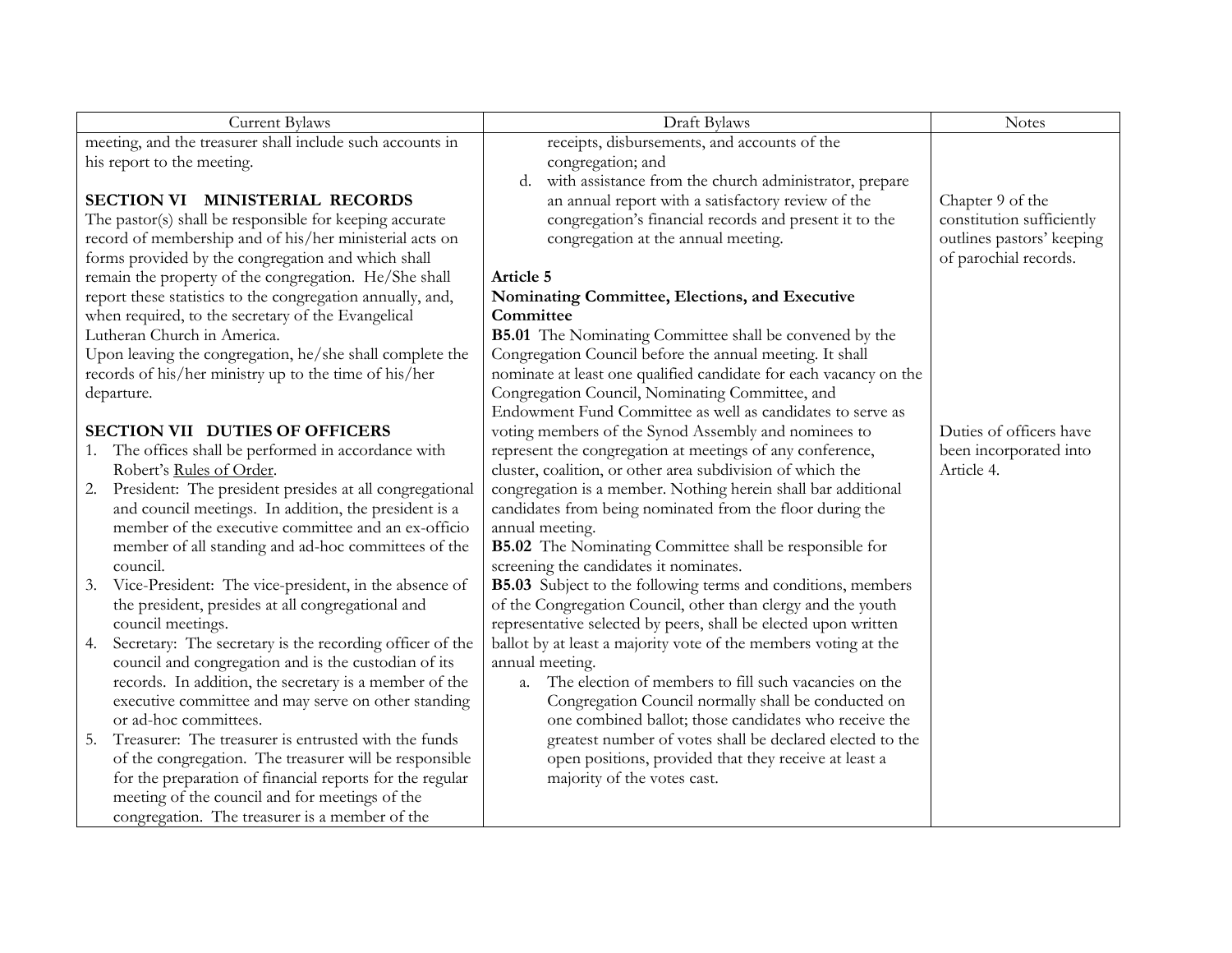| Current Bylaws | Draft Bylaws | Notes |
| --- | --- | --- |
| meeting, and the treasurer shall include such accounts in his report to the meeting.<br><br>**SECTION VI MINISTERIAL RECORDS**<br>The pastor(s) shall be responsible for keeping accurate record of membership and of his/her ministerial acts on forms provided by the congregation and which shall remain the property of the congregation. He/She shall report these statistics to the congregation annually, and, when required, to the secretary of the Evangelical Lutheran Church in America.<br>Upon leaving the congregation, he/she shall complete the records of his/her ministry up to the time of his/her departure.<br><br>**SECTION VII DUTIES OF OFFICERS**<br>1. The offices shall be performed in accordance with Robert's Rules of Order.<br>2. President: The president presides at all congregational and council meetings. In addition, the president is a member of the executive committee and an ex-officio member of all standing and ad-hoc committees of the council.<br>3. Vice-President: The vice-president, in the absence of the president, presides at all congregational and council meetings.<br>4. Secretary: The secretary is the recording officer of the council and congregation and is the custodian of its records. In addition, the secretary is a member of the executive committee and may serve on other standing or ad-hoc committees.<br>5. Treasurer: The treasurer is entrusted with the funds of the congregation. The treasurer will be responsible for the preparation of financial reports for the regular meeting of the council and for meetings of the congregation. The treasurer is a member of the | receipts, disbursements, and accounts of the congregation; and<br>d. with assistance from the church administrator, prepare an annual report with a satisfactory review of the congregation's financial records and present it to the congregation at the annual meeting.<br><br>**Article 5**<br>**Nominating Committee, Elections, and Executive Committee**<br>**B5.01** The Nominating Committee shall be convened by the Congregation Council before the annual meeting. It shall nominate at least one qualified candidate for each vacancy on the Congregation Council, Nominating Committee, and Endowment Fund Committee as well as candidates to serve as voting members of the Synod Assembly and nominees to represent the congregation at meetings of any conference, cluster, coalition, or other area subdivision of which the congregation is a member. Nothing herein shall bar additional candidates from being nominated from the floor during the annual meeting.<br>**B5.02** The Nominating Committee shall be responsible for screening the candidates it nominates.<br>**B5.03** Subject to the following terms and conditions, members of the Congregation Council, other than clergy and the youth representative selected by peers, shall be elected upon written ballot by at least a majority vote of the members voting at the annual meeting.<br>a. The election of members to fill such vacancies on the Congregation Council normally shall be conducted on one combined ballot; those candidates who receive the greatest number of votes shall be declared elected to the open positions, provided that they receive at least a majority of the votes cast. | Chapter 9 of the constitution sufficiently outlines pastors' keeping of parochial records.<br><br>Duties of officers have been incorporated into Article 4. |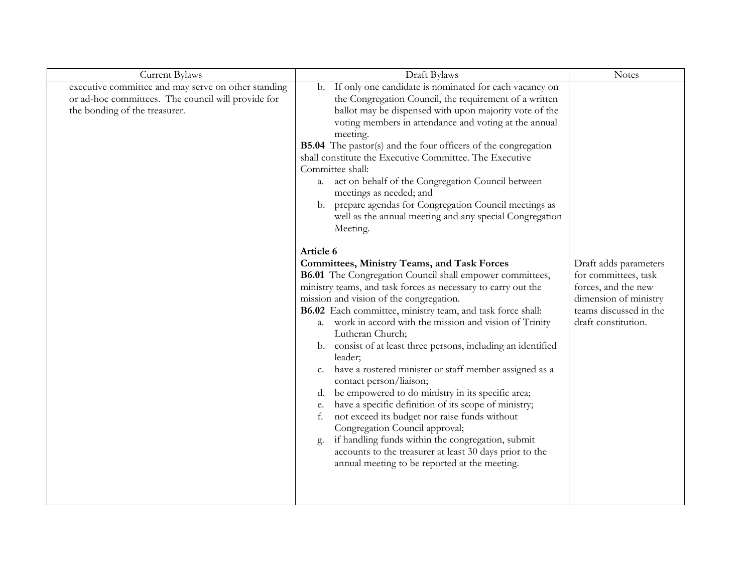| Current Bylaws | Draft Bylaws | Notes |
| --- | --- | --- |
| executive committee and may serve on other standing or ad-hoc committees. The council will provide for the bonding of the treasurer. | b. If only one candidate is nominated for each vacancy on the Congregation Council, the requirement of a written ballot may be dispensed with upon majority vote of the voting members in attendance and voting at the annual meeting.<br>**B5.04** The pastor(s) and the four officers of the congregation shall constitute the Executive Committee. The Executive Committee shall:<br>a. act on behalf of the Congregation Council between meetings as needed; and<br>b. prepare agendas for Congregation Council meetings as well as the annual meeting and any special Congregation Meeting. | |
| | **Article 6**<br>**Committees, Ministry Teams, and Task Forces**<br>**B6.01** The Congregation Council shall empower committees, ministry teams, and task forces as necessary to carry out the mission and vision of the congregation.<br>**B6.02** Each committee, ministry team, and task force shall:<br>a. work in accord with the mission and vision of Trinity Lutheran Church;<br>b. consist of at least three persons, including an identified leader;<br>c. have a rostered minister or staff member assigned as a contact person/liaison;<br>d. be empowered to do ministry in its specific area;<br>e. have a specific definition of its scope of ministry;<br>f. not exceed its budget nor raise funds without Congregation Council approval;<br>g. if handling funds within the congregation, submit accounts to the treasurer at least 30 days prior to the annual meeting to be reported at the meeting. | Draft adds parameters for committees, task forces, and the new dimension of ministry teams discussed in the draft constitution. |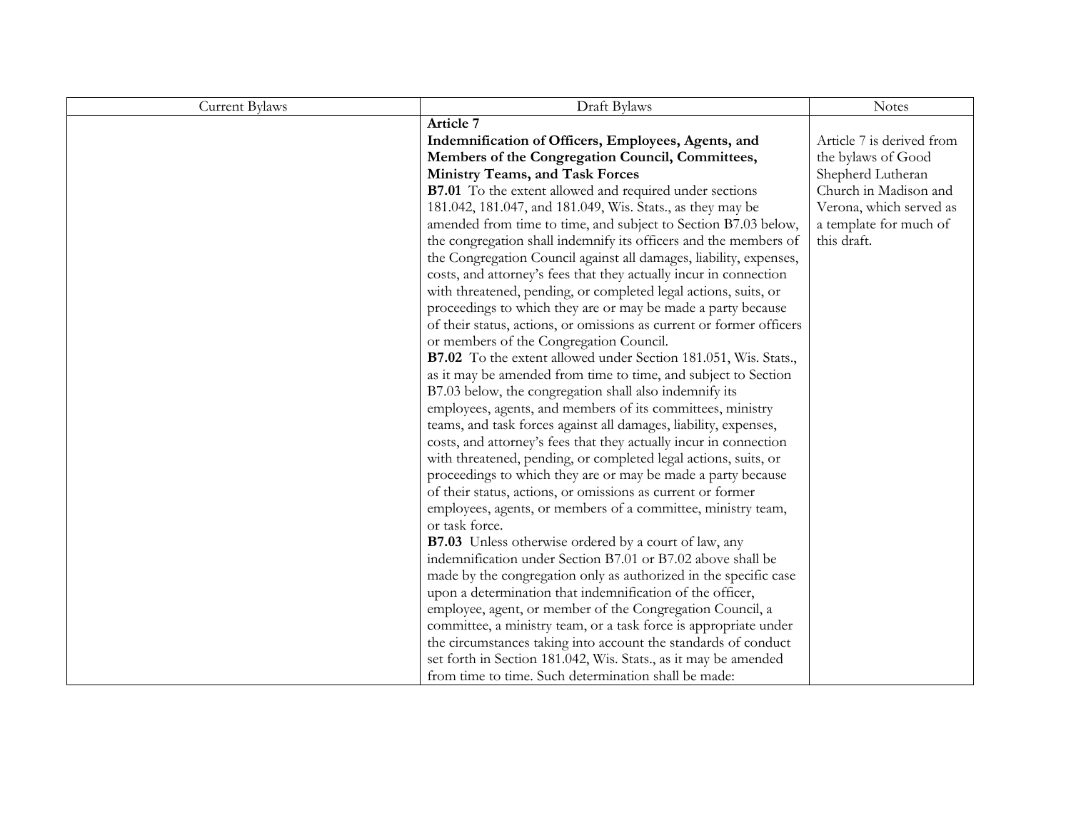| Current Bylaws | Draft Bylaws | Notes |
|---|---|---|
| | **Article 7**<br>**Indemnification of Officers, Employees, Agents, and Members of the Congregation Council, Committees, Ministry Teams, and Task Forces**<br>**B7.01** To the extent allowed and required under sections 181.042, 181.047, and 181.049, Wis. Stats., as they may be amended from time to time, and subject to Section B7.03 below, the congregation shall indemnify its officers and the members of the Congregation Council against all damages, liability, expenses, costs, and attorney's fees that they actually incur in connection with threatened, pending, or completed legal actions, suits, or proceedings to which they are or may be made a party because of their status, actions, or omissions as current or former officers or members of the Congregation Council.<br>**B7.02** To the extent allowed under Section 181.051, Wis. Stats., as it may be amended from time to time, and subject to Section B7.03 below, the congregation shall also indemnify its employees, agents, and members of its committees, ministry teams, and task forces against all damages, liability, expenses, costs, and attorney's fees that they actually incur in connection with threatened, pending, or completed legal actions, suits, or proceedings to which they are or may be made a party because of their status, actions, or omissions as current or former employees, agents, or members of a committee, ministry team, or task force.<br>**B7.03** Unless otherwise ordered by a court of law, any indemnification under Section B7.01 or B7.02 above shall be made by the congregation only as authorized in the specific case upon a determination that indemnification of the officer, employee, agent, or member of the Congregation Council, a committee, a ministry team, or a task force is appropriate under the circumstances taking into account the standards of conduct set forth in Section 181.042, Wis. Stats., as it may be amended from time to time. Such determination shall be made: | Article 7 is derived from the bylaws of Good Shepherd Lutheran Church in Madison and Verona, which served as a template for much of this draft. |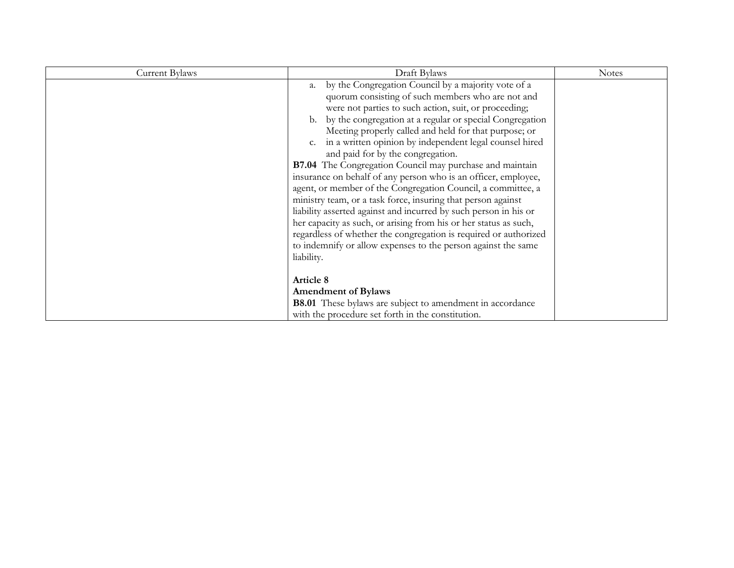| Current Bylaws | Draft Bylaws | Notes |
|---|---|---|
| | a. by the Congregation Council by a majority vote of a quorum consisting of such members who are not and were not parties to such action, suit, or proceeding;<br>b. by the congregation at a regular or special Congregation Meeting properly called and held for that purpose; or<br>c. in a written opinion by independent legal counsel hired and paid for by the congregation.<br>**B7.04** The Congregation Council may purchase and maintain insurance on behalf of any person who is an officer, employee, agent, or member of the Congregation Council, a committee, a ministry team, or a task force, insuring that person against liability asserted against and incurred by such person in his or her capacity as such, or arising from his or her status as such, regardless of whether the congregation is required or authorized to indemnify or allow expenses to the person against the same liability.<br><br>**Article 8**<br>**Amendment of Bylaws**<br>**B8.01** These bylaws are subject to amendment in accordance with the procedure set forth in the constitution. | |